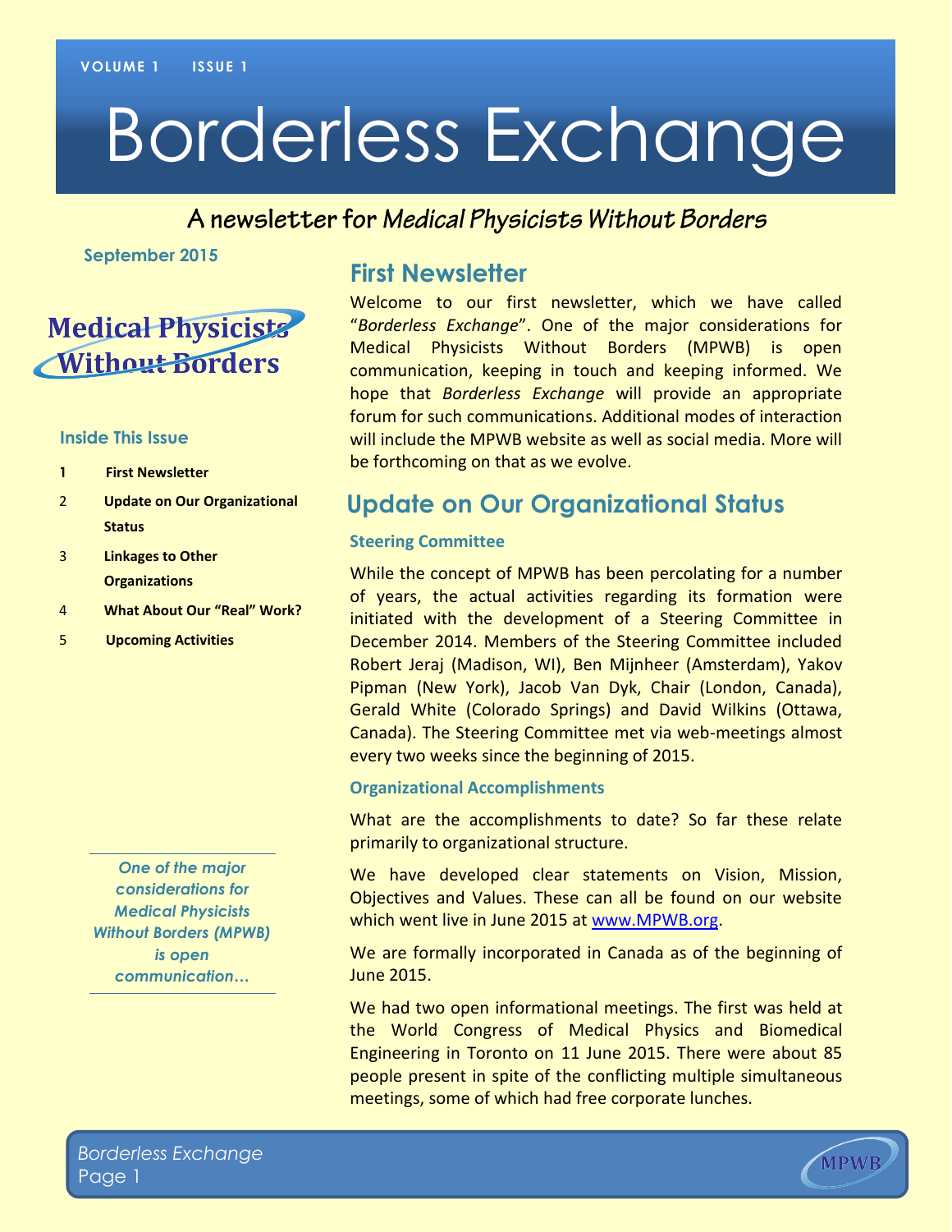VOLUME 1 ISSUE 1

# Borderless Exchange

## A newsletter for *Medical Physicists Without Borders*

**September 2015**

Medical Physicists Without Borders

### Inside This Issue

1. First Newsletter
2. Update on Our Organizational Status
3. Linkages to Other Organizations
4. What About Our "Real" Work?
5. Upcoming Activities

*One of the major considerations for Medical Physicists Without Borders (MPWB) is open communication…*

## First Newsletter

Welcome to our first newsletter, which we have called "*Borderless Exchange*". One of the major considerations for Medical Physicists Without Borders (MPWB) is open communication, keeping in touch and keeping informed. We hope that *Borderless Exchange* will provide an appropriate forum for such communications. Additional modes of interaction will include the MPWB website as well as social media. More will be forthcoming on that as we evolve.

## Update on Our Organizational Status

### Steering Committee

While the concept of MPWB has been percolating for a number of years, the actual activities regarding its formation were initiated with the development of a Steering Committee in December 2014. Members of the Steering Committee included Robert Jeraj (Madison, WI), Ben Mijnheer (Amsterdam), Yakov Pipman (New York), Jacob Van Dyk, Chair (London, Canada), Gerald White (Colorado Springs) and David Wilkins (Ottawa, Canada). The Steering Committee met via web-meetings almost every two weeks since the beginning of 2015.

### Organizational Accomplishments

What are the accomplishments to date? So far these relate primarily to organizational structure.

We have developed clear statements on Vision, Mission, Objectives and Values. These can all be found on our website which went live in June 2015 at www.MPWB.org.

We are formally incorporated in Canada as of the beginning of June 2015.

We had two open informational meetings. The first was held at the World Congress of Medical Physics and Biomedical Engineering in Toronto on 11 June 2015. There were about 85 people present in spite of the conflicting multiple simultaneous meetings, some of which had free corporate lunches.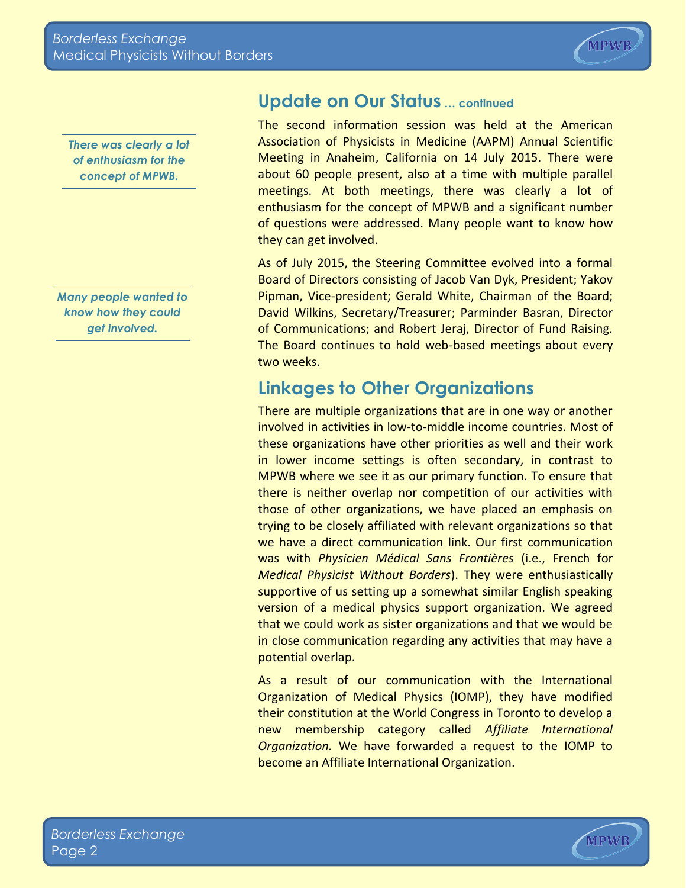## Update on Our Status ... continued

The second information session was held at the American Association of Physicists in Medicine (AAPM) Annual Scientific Meeting in Anaheim, California on 14 July 2015. There were about 60 people present, also at a time with multiple parallel meetings. At both meetings, there was clearly a lot of enthusiasm for the concept of MPWB and a significant number of questions were addressed. Many people want to know how they can get involved.

*There was clearly a lot of enthusiasm for the concept of MPWB.*

*Many people wanted to know how they could get involved.*

As of July 2015, the Steering Committee evolved into a formal Board of Directors consisting of Jacob Van Dyk, President; Yakov Pipman, Vice-president; Gerald White, Chairman of the Board; David Wilkins, Secretary/Treasurer; Parminder Basran, Director of Communications; and Robert Jeraj, Director of Fund Raising. The Board continues to hold web-based meetings about every two weeks.

## Linkages to Other Organizations

There are multiple organizations that are in one way or another involved in activities in low-to-middle income countries. Most of these organizations have other priorities as well and their work in lower income settings is often secondary, in contrast to MPWB where we see it as our primary function. To ensure that there is neither overlap nor competition of our activities with those of other organizations, we have placed an emphasis on trying to be closely affiliated with relevant organizations so that we have a direct communication link. Our first communication was with *Physicien Médical Sans Frontières* (i.e., French for *Medical Physicist Without Borders*). They were enthusiastically supportive of us setting up a somewhat similar English speaking version of a medical physics support organization. We agreed that we could work as sister organizations and that we would be in close communication regarding any activities that may have a potential overlap.

As a result of our communication with the International Organization of Medical Physics (IOMP), they have modified their constitution at the World Congress in Toronto to develop a new membership category called *Affiliate International Organization.* We have forwarded a request to the IOMP to become an Affiliate International Organization.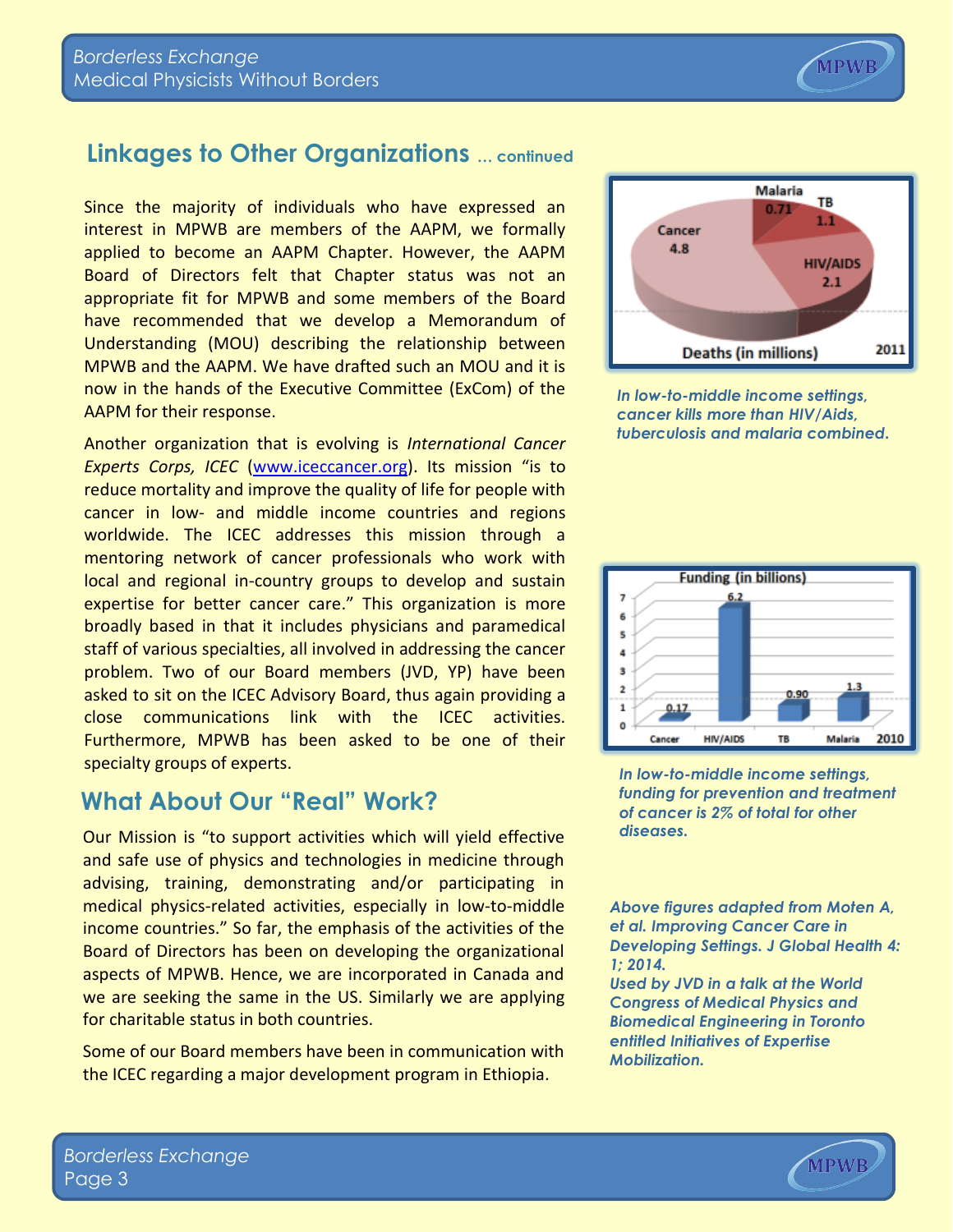## Linkages to Other Organizations ... continued

Since the majority of individuals who have expressed an interest in MPWB are members of the AAPM, we formally applied to become an AAPM Chapter. However, the AAPM Board of Directors felt that Chapter status was not an appropriate fit for MPWB and some members of the Board have recommended that we develop a Memorandum of Understanding (MOU) describing the relationship between MPWB and the AAPM. We have drafted such an MOU and it is now in the hands of the Executive Committee (ExCom) of the AAPM for their response.

Another organization that is evolving is *International Cancer Experts Corps, ICEC* (www.iceccancer.org). Its mission "is to reduce mortality and improve the quality of life for people with cancer in low- and middle income countries and regions worldwide. The ICEC addresses this mission through a mentoring network of cancer professionals who work with local and regional in-country groups to develop and sustain expertise for better cancer care." This organization is more broadly based in that it includes physicians and paramedical staff of various specialties, all involved in addressing the cancer problem. Two of our Board members (JVD, YP) have been asked to sit on the ICEC Advisory Board, thus again providing a close communications link with the ICEC activities. Furthermore, MPWB has been asked to be one of their specialty groups of experts.

## What About Our "Real" Work?

Our Mission is "to support activities which will yield effective and safe use of physics and technologies in medicine through advising, training, demonstrating and/or participating in medical physics-related activities, especially in low-to-middle income countries." So far, the emphasis of the activities of the Board of Directors has been on developing the organizational aspects of MPWB. Hence, we are incorporated in Canada and we are seeking the same in the US. Similarly we are applying for charitable status in both countries.

Some of our Board members have been in communication with the ICEC regarding a major development program in Ethiopia.

Deaths (in millions) 2011: Cancer 4.8; HIV/AIDS 2.1; TB 1.1; Malaria 0.71

*In low-to-middle income settings, cancer kills more than HIV/Aids, tuberculosis and malaria combined.*

Funding (in billions) 2010: Cancer 0.17; HIV/AIDS 6.2; TB 0.90; Malaria 1.3

*In low-to-middle income settings, funding for prevention and treatment of cancer is 2% of total for other diseases.*

*Above figures adapted from Moten A, et al. Improving Cancer Care in Developing Settings. J Global Health 4: 1; 2014.*
*Used by JVD in a talk at the World Congress of Medical Physics and Biomedical Engineering in Toronto entitled Initiatives of Expertise Mobilization.*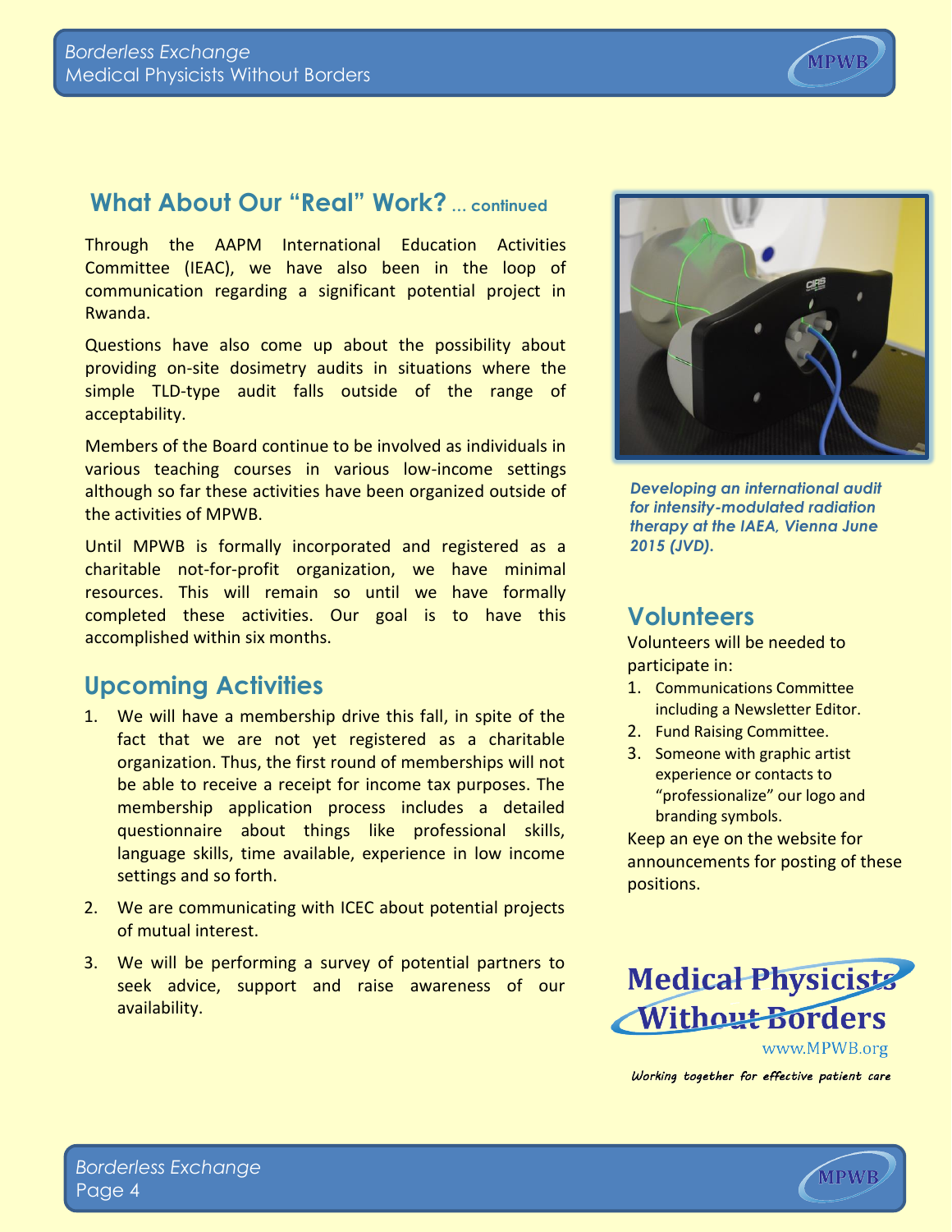## What About Our "Real" Work? ... continued

Through the AAPM International Education Activities Committee (IEAC), we have also been in the loop of communication regarding a significant potential project in Rwanda.

Questions have also come up about the possibility about providing on-site dosimetry audits in situations where the simple TLD-type audit falls outside of the range of acceptability.

Members of the Board continue to be involved as individuals in various teaching courses in various low-income settings although so far these activities have been organized outside of the activities of MPWB.

Until MPWB is formally incorporated and registered as a charitable not-for-profit organization, we have minimal resources. This will remain so until we have formally completed these activities. Our goal is to have this accomplished within six months.

## Upcoming Activities

1. We will have a membership drive this fall, in spite of the fact that we are not yet registered as a charitable organization. Thus, the first round of memberships will not be able to receive a receipt for income tax purposes. The membership application process includes a detailed questionnaire about things like professional skills, language skills, time available, experience in low income settings and so forth.
2. We are communicating with ICEC about potential projects of mutual interest.
3. We will be performing a survey of potential partners to seek advice, support and raise awareness of our availability.

*Developing an international audit for intensity-modulated radiation therapy at the IAEA, Vienna June 2015 (JVD).*

## Volunteers

Volunteers will be needed to participate in:

1. Communications Committee including a Newsletter Editor.
2. Fund Raising Committee.
3. Someone with graphic artist experience or contacts to "professionalize" our logo and branding symbols.

Keep an eye on the website for announcements for posting of these positions.

Medical Physicists Without Borders

www.MPWB.org

*Working together for effective patient care*